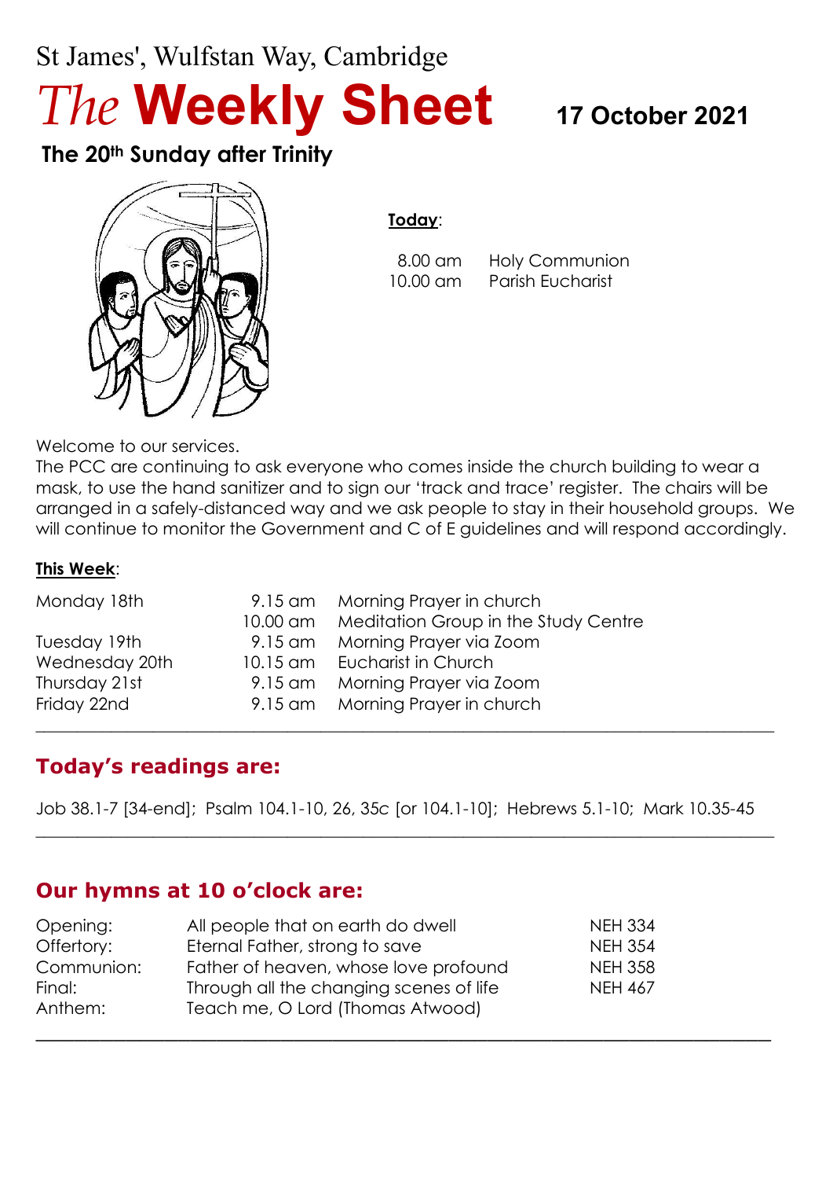St James', Wulfstan Way, Cambridge

# *The* **Weekly Sheet**

**17 October 2021**

## The 20th Sunday after Trinity

**Today**:

| | |
|---|---|
| 8.00 am | Holy Communion |
| 10.00 am | Parish Eucharist |

Welcome to our services.
The PCC are continuing to ask everyone who comes inside the church building to wear a mask, to use the hand sanitizer and to sign our 'track and trace' register. The chairs will be arranged in a safely-distanced way and we ask people to stay in their household groups. We will continue to monitor the Government and C of E guidelines and will respond accordingly.

**This Week**:

| | | |
|---|---|---|
| Monday 18th | 9.15 am | Morning Prayer in church |
| | 10.00 am | Meditation Group in the Study Centre |
| Tuesday 19th | 9.15 am | Morning Prayer via Zoom |
| Wednesday 20th | 10.15 am | Eucharist in Church |
| Thursday 21st | 9.15 am | Morning Prayer via Zoom |
| Friday 22nd | 9.15 am | Morning Prayer in church |

---

## Today's readings are:

Job 38.1-7 [34-end]; Psalm 104.1-10, 26, 35c [or 104.1-10]; Hebrews 5.1-10; Mark 10.35-45

---

## Our hymns at 10 o'clock are:

| | | |
|---|---|---|
| Opening: | All people that on earth do dwell | NEH 334 |
| Offertory: | Eternal Father, strong to save | NEH 354 |
| Communion: | Father of heaven, whose love profound | NEH 358 |
| Final: | Through all the changing scenes of life | NEH 467 |
| Anthem: | Teach me, O Lord (Thomas Atwood) | |

---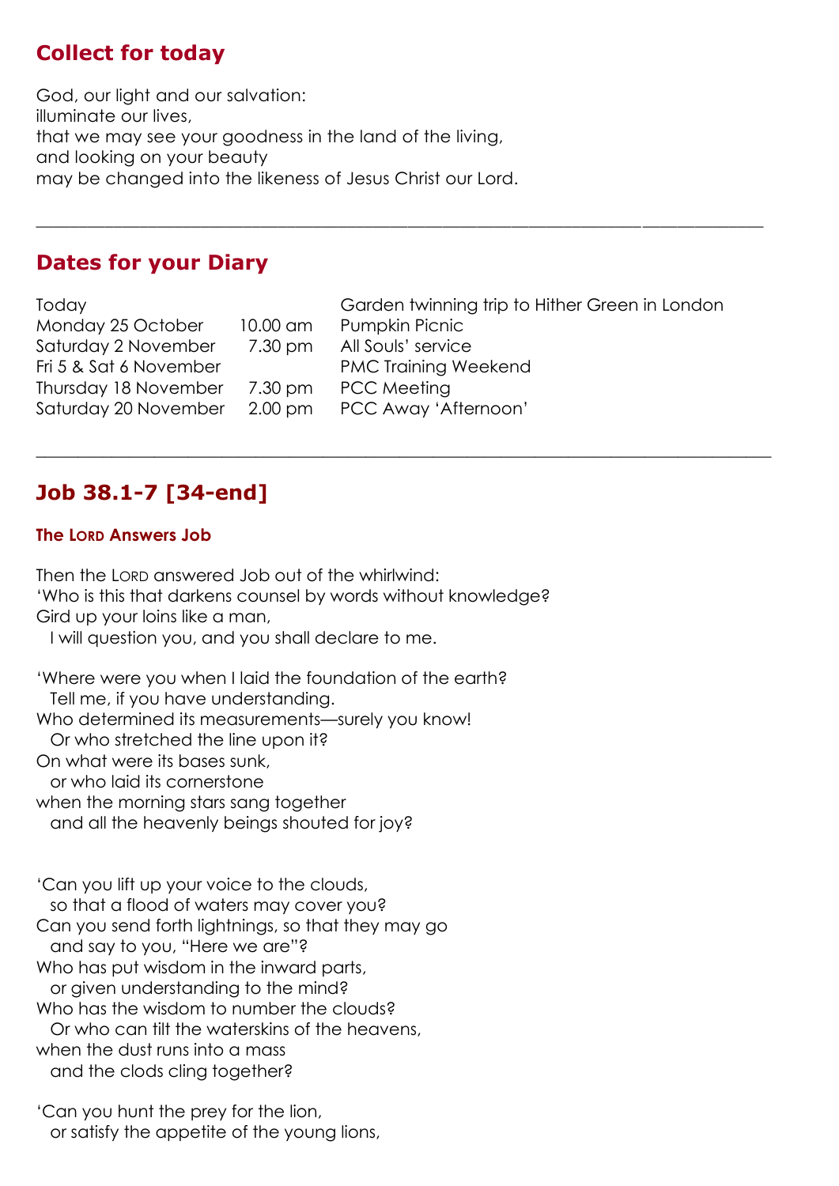## Collect for today

God, our light and our salvation:
illuminate our lives,
that we may see your goodness in the land of the living,
and looking on your beauty
may be changed into the likeness of Jesus Christ our Lord.

---

## Dates for your Diary

| | | |
|---|---|---|
| Today | | Garden twinning trip to Hither Green in London |
| Monday 25 October | 10.00 am | Pumpkin Picnic |
| Saturday 2 November | 7.30 pm | All Souls' service |
| Fri 5 & Sat 6 November | | PMC Training Weekend |
| Thursday 18 November | 7.30 pm | PCC Meeting |
| Saturday 20 November | 2.00 pm | PCC Away 'Afternoon' |

---

## Job 38.1-7 [34-end]

### The Lord Answers Job

Then the Lord answered Job out of the whirlwind:
'Who is this that darkens counsel by words without knowledge?
Gird up your loins like a man,
  I will question you, and you shall declare to me.

'Where were you when I laid the foundation of the earth?
  Tell me, if you have understanding.
Who determined its measurements—surely you know!
  Or who stretched the line upon it?
On what were its bases sunk,
  or who laid its cornerstone
when the morning stars sang together
  and all the heavenly beings shouted for joy?

'Can you lift up your voice to the clouds,
  so that a flood of waters may cover you?
Can you send forth lightnings, so that they may go
  and say to you, "Here we are"?
Who has put wisdom in the inward parts,
  or given understanding to the mind?
Who has the wisdom to number the clouds?
  Or who can tilt the waterskins of the heavens,
when the dust runs into a mass
  and the clods cling together?

'Can you hunt the prey for the lion,
  or satisfy the appetite of the young lions,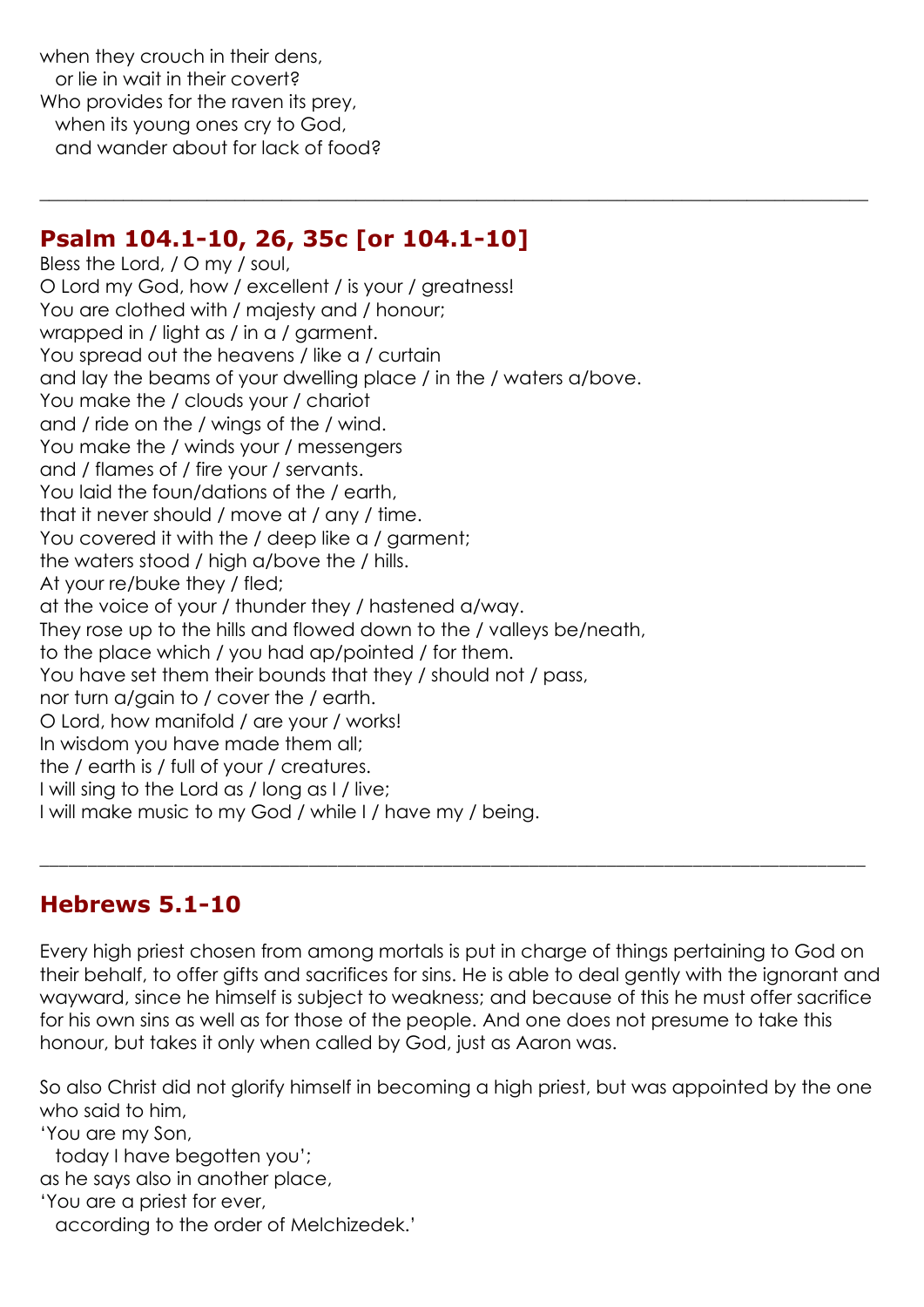when they crouch in their dens,
  or lie in wait in their covert?
Who provides for the raven its prey,
  when its young ones cry to God,
  and wander about for lack of food?

---

## Psalm 104.1-10, 26, 35c [or 104.1-10]

Bless the Lord, / O my / soul,
O Lord my God, how / excellent / is your / greatness!
You are clothed with / majesty and / honour;
wrapped in / light as / in a / garment.
You spread out the heavens / like a / curtain
and lay the beams of your dwelling place / in the / waters a/bove.
You make the / clouds your / chariot
and / ride on the / wings of the / wind.
You make the / winds your / messengers
and / flames of / fire your / servants.
You laid the foun/dations of the / earth,
that it never should / move at / any / time.
You covered it with the / deep like a / garment;
the waters stood / high a/bove the / hills.
At your re/buke they / fled;
at the voice of your / thunder they / hastened a/way.
They rose up to the hills and flowed down to the / valleys be/neath,
to the place which / you had ap/pointed / for them.
You have set them their bounds that they / should not / pass,
nor turn a/gain to / cover the / earth.
O Lord, how manifold / are your / works!
In wisdom you have made them all;
the / earth is / full of your / creatures.
I will sing to the Lord as / long as I / live;
I will make music to my God / while I / have my / being.

---

## Hebrews 5.1-10

Every high priest chosen from among mortals is put in charge of things pertaining to God on their behalf, to offer gifts and sacrifices for sins. He is able to deal gently with the ignorant and wayward, since he himself is subject to weakness; and because of this he must offer sacrifice for his own sins as well as for those of the people. And one does not presume to take this honour, but takes it only when called by God, just as Aaron was.

So also Christ did not glorify himself in becoming a high priest, but was appointed by the one who said to him,
'You are my Son,
  today I have begotten you';
as he says also in another place,
'You are a priest for ever,
  according to the order of Melchizedek.'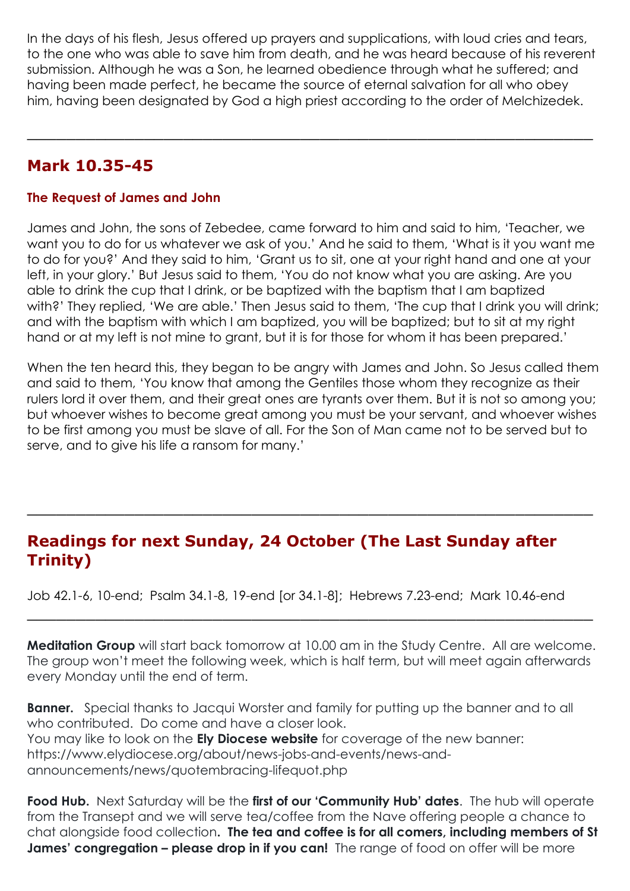In the days of his flesh, Jesus offered up prayers and supplications, with loud cries and tears, to the one who was able to save him from death, and he was heard because of his reverent submission. Although he was a Son, he learned obedience through what he suffered; and having been made perfect, he became the source of eternal salvation for all who obey him, having been designated by God a high priest according to the order of Melchizedek.

---

## Mark 10.35-45

### The Request of James and John

James and John, the sons of Zebedee, came forward to him and said to him, 'Teacher, we want you to do for us whatever we ask of you.' And he said to them, 'What is it you want me to do for you?' And they said to him, 'Grant us to sit, one at your right hand and one at your left, in your glory.' But Jesus said to them, 'You do not know what you are asking. Are you able to drink the cup that I drink, or be baptized with the baptism that I am baptized with?' They replied, 'We are able.' Then Jesus said to them, 'The cup that I drink you will drink; and with the baptism with which I am baptized, you will be baptized; but to sit at my right hand or at my left is not mine to grant, but it is for those for whom it has been prepared.'

When the ten heard this, they began to be angry with James and John. So Jesus called them and said to them, 'You know that among the Gentiles those whom they recognize as their rulers lord it over them, and their great ones are tyrants over them. But it is not so among you; but whoever wishes to become great among you must be your servant, and whoever wishes to be first among you must be slave of all. For the Son of Man came not to be served but to serve, and to give his life a ransom for many.'

---

## Readings for next Sunday, 24 October (The Last Sunday after Trinity)

Job 42.1-6, 10-end; Psalm 34.1-8, 19-end [or 34.1-8]; Hebrews 7.23-end; Mark 10.46-end

---

**Meditation Group** will start back tomorrow at 10.00 am in the Study Centre. All are welcome. The group won't meet the following week, which is half term, but will meet again afterwards every Monday until the end of term.

**Banner.** Special thanks to Jacqui Worster and family for putting up the banner and to all who contributed. Do come and have a closer look.
You may like to look on the **Ely Diocese website** for coverage of the new banner: https://www.elydiocese.org/about/news-jobs-and-events/news-and-announcements/news/quotembracing-lifequot.php

**Food Hub.** Next Saturday will be the **first of our 'Community Hub' dates**. The hub will operate from the Transept and we will serve tea/coffee from the Nave offering people a chance to chat alongside food collection**. The tea and coffee is for all comers, including members of St James' congregation – please drop in if you can!** The range of food on offer will be more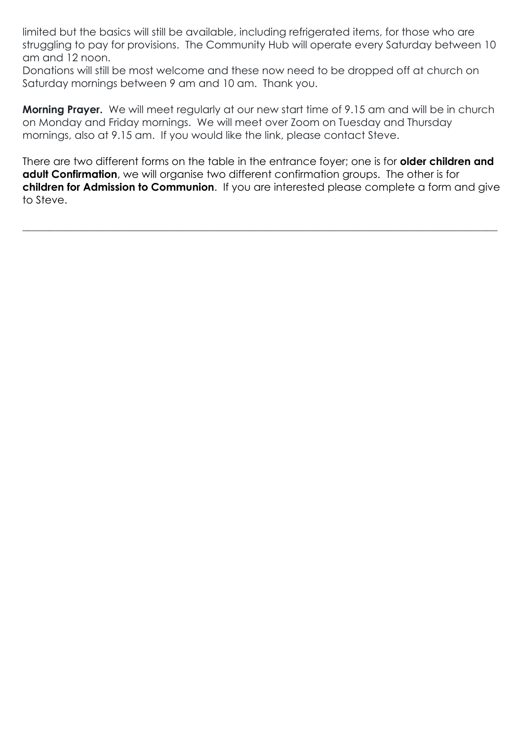limited but the basics will still be available, including refrigerated items, for those who are struggling to pay for provisions. The Community Hub will operate every Saturday between 10 am and 12 noon.
Donations will still be most welcome and these now need to be dropped off at church on Saturday mornings between 9 am and 10 am. Thank you.

**Morning Prayer.** We will meet regularly at our new start time of 9.15 am and will be in church on Monday and Friday mornings. We will meet over Zoom on Tuesday and Thursday mornings, also at 9.15 am. If you would like the link, please contact Steve.

There are two different forms on the table in the entrance foyer; one is for **older children and adult Confirmation**, we will organise two different confirmation groups. The other is for **children for Admission to Communion**. If you are interested please complete a form and give to Steve.

---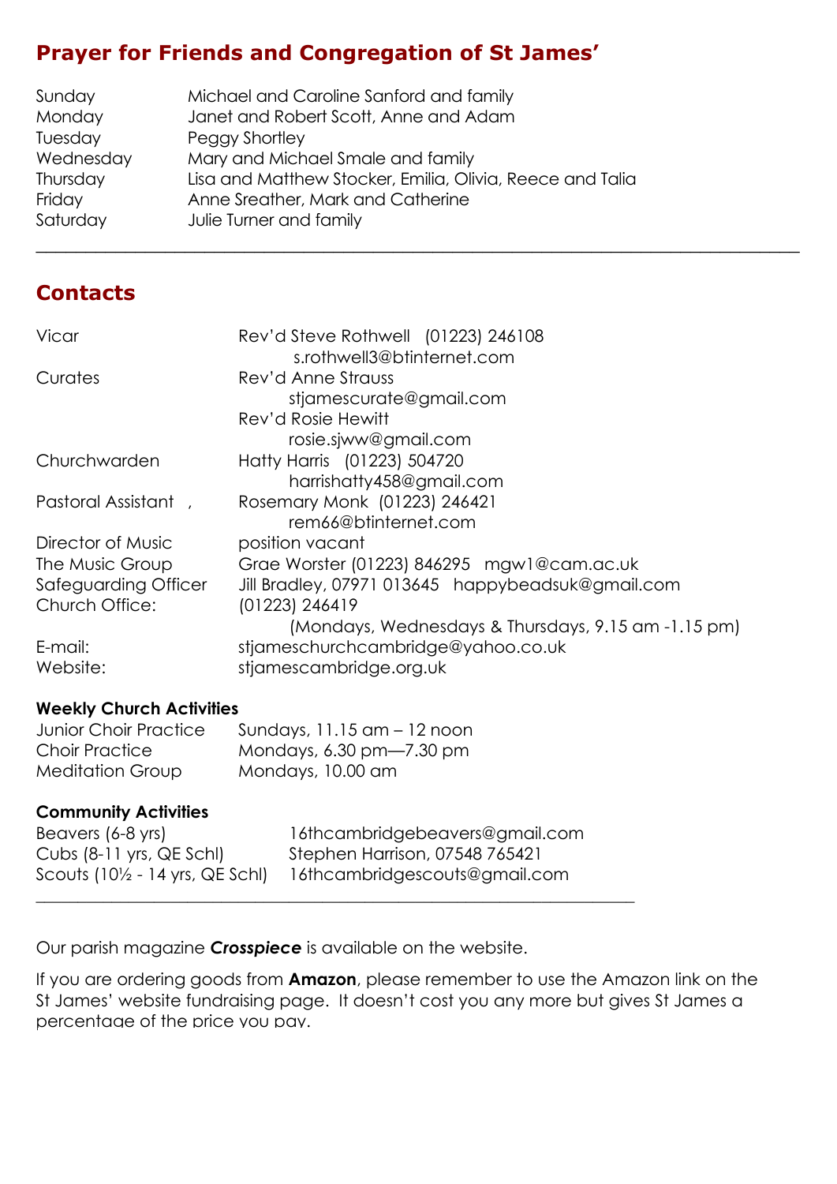## Prayer for Friends and Congregation of St James'

| | |
|---|---|
| Sunday | Michael and Caroline Sanford and family |
| Monday | Janet and Robert Scott, Anne and Adam |
| Tuesday | Peggy Shortley |
| Wednesday | Mary and Michael Smale and family |
| Thursday | Lisa and Matthew Stocker, Emilia, Olivia, Reece and Talia |
| Friday | Anne Sreather, Mark and Catherine |
| Saturday | Julie Turner and family |

---

## Contacts

| | |
|---|---|
| Vicar | Rev'd Steve Rothwell (01223) 246108<br>s.rothwell3@btinternet.com |
| Curates | Rev'd Anne Strauss<br>stjamescurate@gmail.com<br>Rev'd Rosie Hewitt<br>rosie.sjww@gmail.com |
| Churchwarden | Hatty Harris (01223) 504720<br>harrishatty458@gmail.com |
| Pastoral Assistant , | Rosemary Monk (01223) 246421<br>rem66@btinternet.com |
| Director of Music | position vacant |
| The Music Group | Grae Worster (01223) 846295 mgw1@cam.ac.uk |
| Safeguarding Officer | Jill Bradley, 07971 013645 happybeadsuk@gmail.com |
| Church Office: | (01223) 246419<br>(Mondays, Wednesdays & Thursdays, 9.15 am -1.15 pm) |
| E-mail: | stjameschurchcambridge@yahoo.co.uk |
| Website: | stjamescambridge.org.uk |

**Weekly Church Activities**

| | |
|---|---|
| Junior Choir Practice | Sundays, 11.15 am – 12 noon |
| Choir Practice | Mondays, 6.30 pm—7.30 pm |
| Meditation Group | Mondays, 10.00 am |

**Community Activities**

| | |
|---|---|
| Beavers (6-8 yrs) | 16thcambridgebeavers@gmail.com |
| Cubs (8-11 yrs, QE Schl) | Stephen Harrison, 07548 765421 |
| Scouts (10½ - 14 yrs, QE Schl) | 16thcambridgescouts@gmail.com |

---

Our parish magazine ***Crosspiece*** is available on the website.

If you are ordering goods from **Amazon**, please remember to use the Amazon link on the St James' website fundraising page. It doesn't cost you any more but gives St James a percentage of the price you pay.